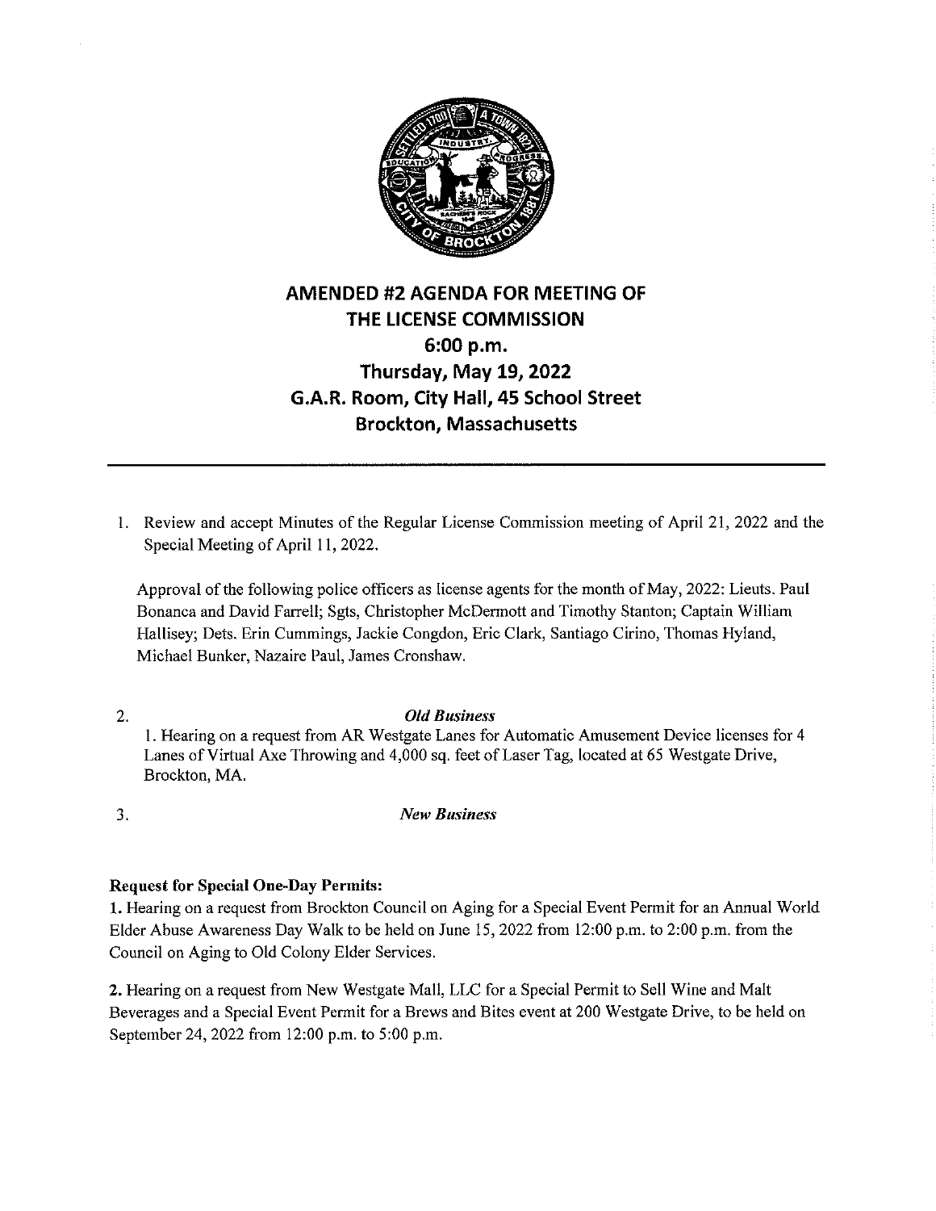# AMENDED #2 AGENDA FOR MEETING OF THE LICENSE COMMISSION

## 6:00 p.m.

## Thursday, May 19, 2022

## G.A.R. Room, City Hall, 45 School Street

## Brockton, Massachusetts

---

1. Review and accept Minutes of the Regular License Commission meeting of April 21, 2022 and the Special Meeting of April 11, 2022.

   Approval of the following police officers as license agents for the month of May, 2022: Lieuts. Paul Bonanca and David Farrell; Sgts, Christopher McDermott and Timothy Stanton; Captain William Hallisey; Dets. Erin Cummings, Jackie Congdon, Eric Clark, Santiago Cirino, Thomas Hyland, Michael Bunker, Nazaire Paul, James Cronshaw.

2. *Old Business*

   1. Hearing on a request from AR Westgate Lanes for Automatic Amusement Device licenses for 4 Lanes of Virtual Axe Throwing and 4,000 sq. feet of Laser Tag, located at 65 Westgate Drive, Brockton, MA.

3. *New Business*

**Request for Special One-Day Permits:**

**1.** Hearing on a request from Brockton Council on Aging for a Special Event Permit for an Annual World Elder Abuse Awareness Day Walk to be held on June 15, 2022 from 12:00 p.m. to 2:00 p.m. from the Council on Aging to Old Colony Elder Services.

**2.** Hearing on a request from New Westgate Mall, LLC for a Special Permit to Sell Wine and Malt Beverages and a Special Event Permit for a Brews and Bites event at 200 Westgate Drive, to be held on September 24, 2022 from 12:00 p.m. to 5:00 p.m.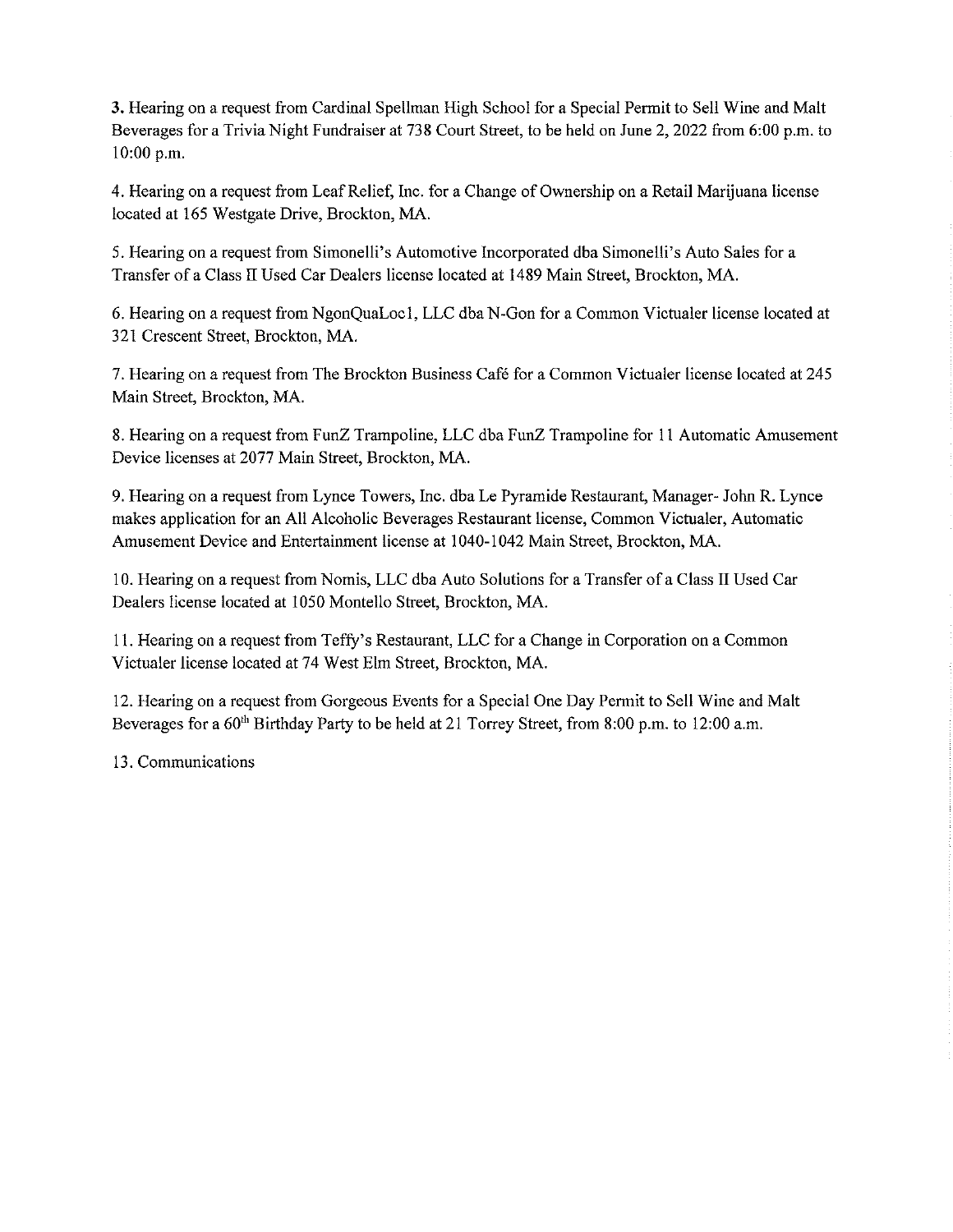**3.** Hearing on a request from Cardinal Spellman High School for a Special Permit to Sell Wine and Malt Beverages for a Trivia Night Fundraiser at 738 Court Street, to be held on June 2, 2022 from 6:00 p.m. to 10:00 p.m.

4. Hearing on a request from Leaf Relief, Inc. for a Change of Ownership on a Retail Marijuana license located at 165 Westgate Drive, Brockton, MA.

5. Hearing on a request from Simonelli's Automotive Incorporated dba Simonelli's Auto Sales for a Transfer of a Class II Used Car Dealers license located at 1489 Main Street, Brockton, MA.

6. Hearing on a request from NgonQuaLoc1, LLC dba N-Gon for a Common Victualer license located at 321 Crescent Street, Brockton, MA.

7. Hearing on a request from The Brockton Business Café for a Common Victualer license located at 245 Main Street, Brockton, MA.

8. Hearing on a request from FunZ Trampoline, LLC dba FunZ Trampoline for 11 Automatic Amusement Device licenses at 2077 Main Street, Brockton, MA.

9. Hearing on a request from Lynce Towers, Inc. dba Le Pyramide Restaurant, Manager- John R. Lynce makes application for an All Alcoholic Beverages Restaurant license, Common Victualer, Automatic Amusement Device and Entertainment license at 1040-1042 Main Street, Brockton, MA.

10. Hearing on a request from Nomis, LLC dba Auto Solutions for a Transfer of a Class II Used Car Dealers license located at 1050 Montello Street, Brockton, MA.

11. Hearing on a request from Teffy's Restaurant, LLC for a Change in Corporation on a Common Victualer license located at 74 West Elm Street, Brockton, MA.

12. Hearing on a request from Gorgeous Events for a Special One Day Permit to Sell Wine and Malt Beverages for a 60th Birthday Party to be held at 21 Torrey Street, from 8:00 p.m. to 12:00 a.m.

13. Communications